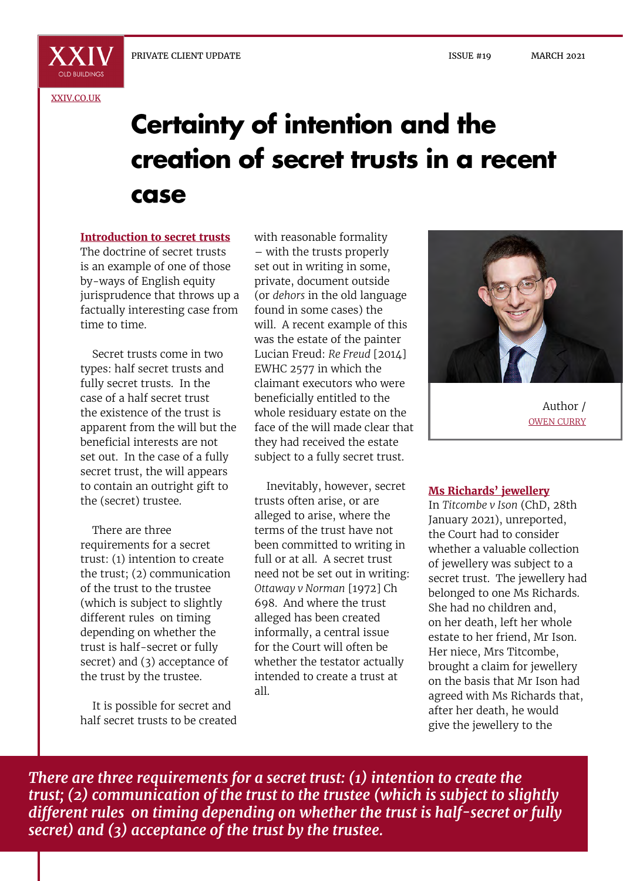XXIV OLD BUILDINGS

PRIVATE CLIENT UPDATE

XXIV.CO.UK

# Certainty of intention and the creation of secret trusts in a recent case

## Introduction to secret trusts

The doctrine of secret trusts is an example of one of those by-ways of English equity jurisprudence that throws up a factually interesting case from time to time.

Secret trusts come in two types: half secret trusts and fully secret trusts. In the case of a half secret trust the existence of the trust is apparent from the will but the beneficial interests are not set out. In the case of a fully secret trust, the will appears to contain an outright gift to the (secret) trustee.

There are three requirements for a secret trust: (1) intention to create the trust; (2) communication of the trust to the trustee (which is subject to slightly different rules on timing depending on whether the trust is half-secret or fully secret) and (3) acceptance of the trust by the trustee.

It is possible for secret and half secret trusts to be created with reasonable formality – with the trusts properly set out in writing in some, private, document outside (or *dehors* in the old language found in some cases) the will. A recent example of this was the estate of the painter Lucian Freud: *Re Freud* [2014] EWHC 2577 in which the claimant executors who were beneficially entitled to the whole residuary estate on the face of the will made clear that they had received the estate subject to a fully secret trust.

Inevitably, however, secret trusts often arise, or are alleged to arise, where the terms of the trust have not been committed to writing in full or at all. A secret trust need not be set out in writing: *Ottaway v Norman* [1972] Ch 698. And where the trust alleged has been created informally, a central issue for the Court will often be whether the testator actually intended to create a trust at all.

Author / OWEN CURRY

## Ms Richards' jewellery

In *Titcombe v Ison* (ChD, 28th January 2021), unreported, the Court had to consider whether a valuable collection of jewellery was subject to a secret trust. The jewellery had belonged to one Ms Richards. She had no children and, on her death, left her whole estate to her friend, Mr Ison. Her niece, Mrs Titcombe, brought a claim for jewellery on the basis that Mr Ison had agreed with Ms Richards that, after her death, he would give the jewellery to the

*There are three requirements for a secret trust: (1) intention to create the trust; (2) communication of the trust to the trustee (which is subject to slightly different rules on timing depending on whether the trust is half-secret or fully secret) and (3) acceptance of the trust by the trustee.*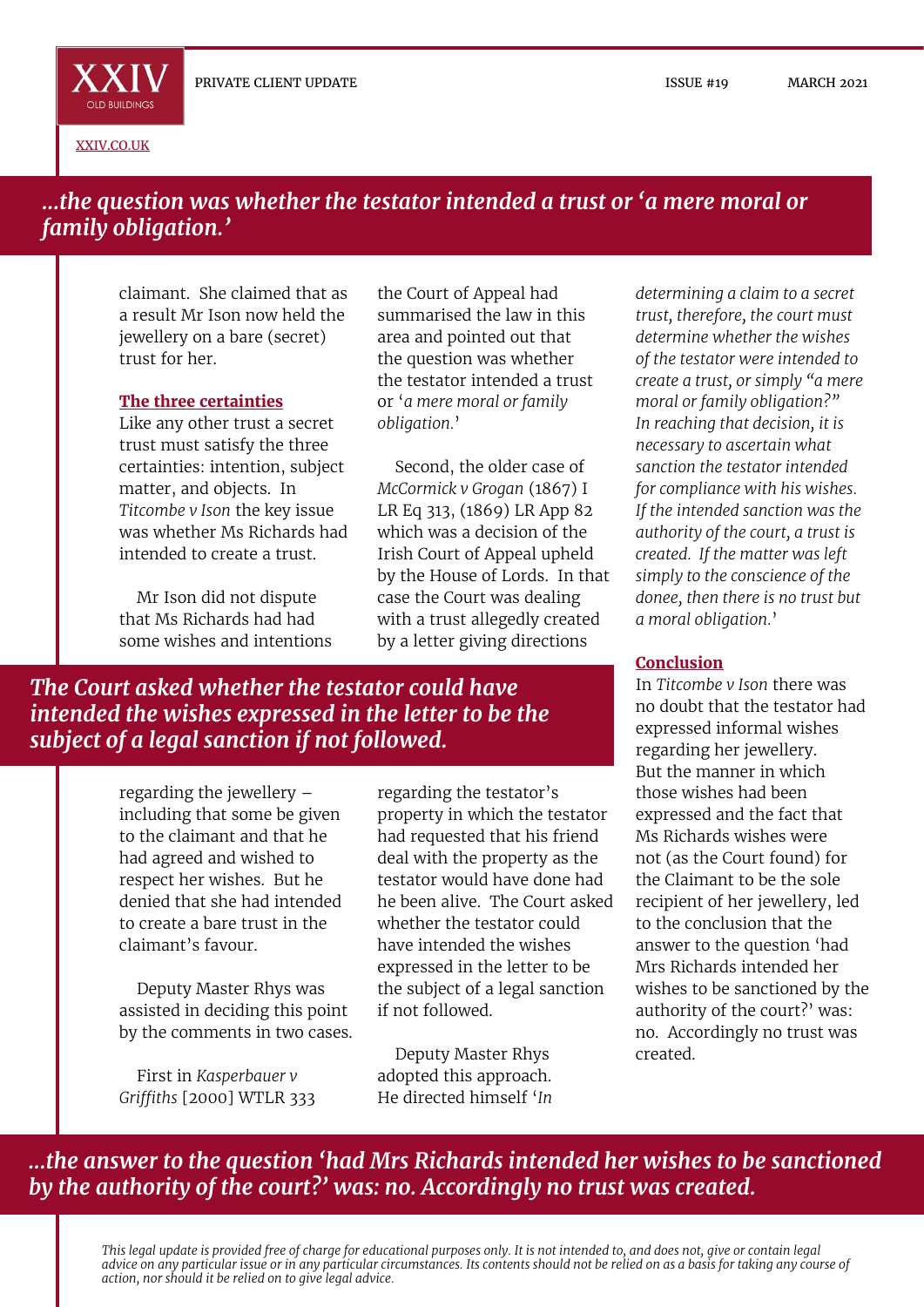*...the question was whether the testator intended a trust or 'a mere moral or family obligation.'*

claimant. She claimed that as a result Mr Ison now held the jewellery on a bare (secret) trust for her.

**The three certainties**

Like any other trust a secret trust must satisfy the three certainties: intention, subject matter, and objects. In *Titcombe v Ison* the key issue was whether Ms Richards had intended to create a trust.

Mr Ison did not dispute that Ms Richards had had some wishes and intentions regarding the jewellery – including that some be given to the claimant and that he had agreed and wished to respect her wishes. But he denied that she had intended to create a bare trust in the claimant's favour.

Deputy Master Rhys was assisted in deciding this point by the comments in two cases.

First in *Kasperbauer v Griffiths* [2000] WTLR 333 the Court of Appeal had summarised the law in this area and pointed out that the question was whether the testator intended a trust or '*a mere moral or family obligation.*'

Second, the older case of *McCormick v Grogan* (1867) I LR Eq 313, (1869) LR App 82 which was a decision of the Irish Court of Appeal upheld by the House of Lords. In that case the Court was dealing with a trust allegedly created by a letter giving directions regarding the testator's property in which the testator had requested that his friend deal with the property as the testator would have done had he been alive. The Court asked whether the testator could have intended the wishes expressed in the letter to be the subject of a legal sanction if not followed.

***The Court asked whether the testator could have intended the wishes expressed in the letter to be the subject of a legal sanction if not followed.***

Deputy Master Rhys adopted this approach. He directed himself '*In determining a claim to a secret trust, therefore, the court must determine whether the wishes of the testator were intended to create a trust, or simply "a mere moral or family obligation?" In reaching that decision, it is necessary to ascertain what sanction the testator intended for compliance with his wishes. If the intended sanction was the authority of the court, a trust is created. If the matter was left simply to the conscience of the donee, then there is no trust but a moral obligation.*'

**Conclusion**

In *Titcombe v Ison* there was no doubt that the testator had expressed informal wishes regarding her jewellery. But the manner in which those wishes had been expressed and the fact that Ms Richards wishes were not (as the Court found) for the Claimant to be the sole recipient of her jewellery, led to the conclusion that the answer to the question 'had Mrs Richards intended her wishes to be sanctioned by the authority of the court?' was: no. Accordingly no trust was created.

***...the answer to the question 'had Mrs Richards intended her wishes to be sanctioned by the authority of the court?' was: no. Accordingly no trust was created.***

*This legal update is provided free of charge for educational purposes only. It is not intended to, and does not, give or contain legal advice on any particular issue or in any particular circumstances. Its contents should not be relied on as a basis for taking any course of action, nor should it be relied on to give legal advice.*